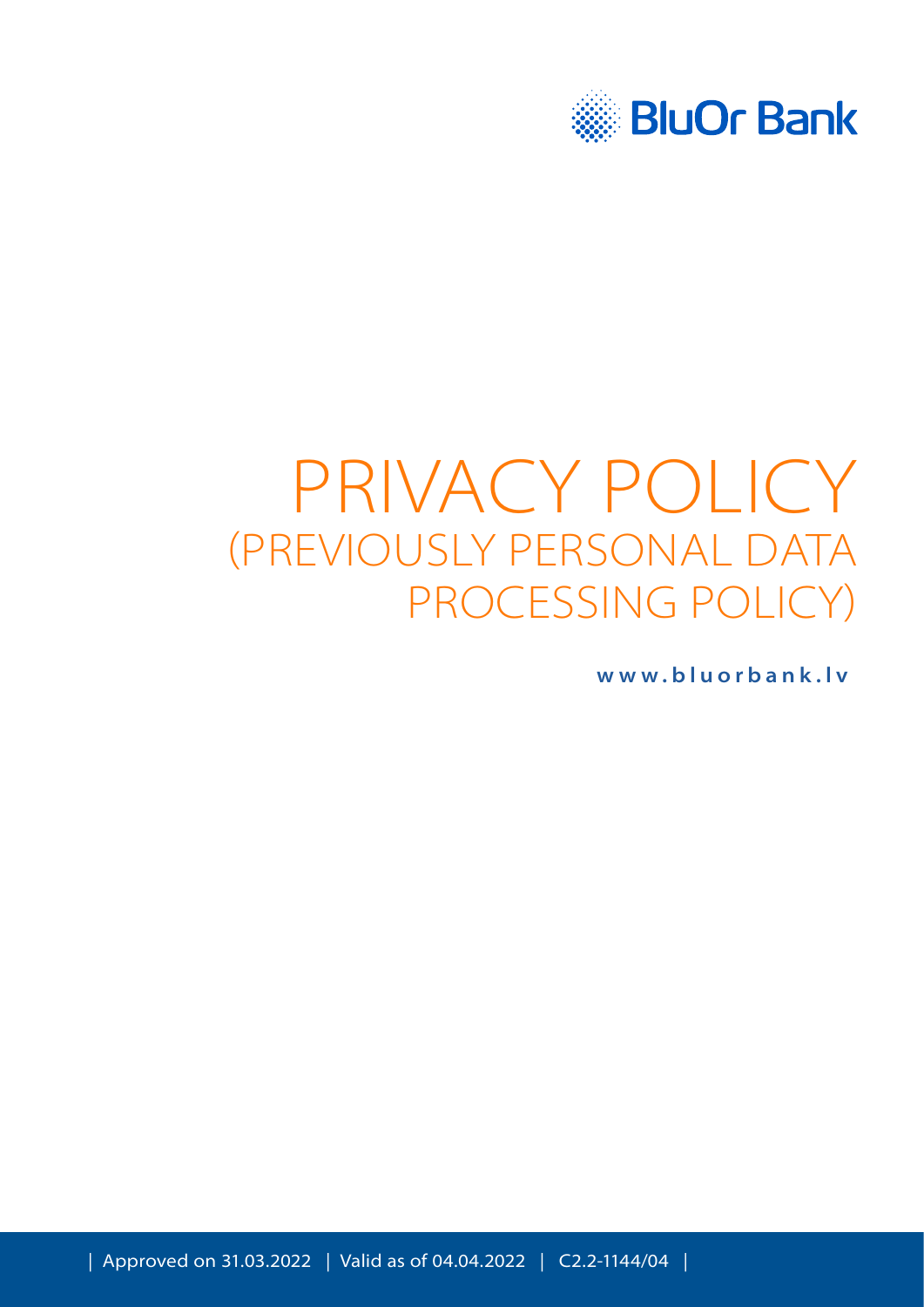BluOr Bank

# PRIVACY POLICY
## (PREVIOUSLY PERSONAL DATA PROCESSING POLICY)

www.bluorbank.lv

| Approved on 31.03.2022 | Valid as of 04.04.2022 | C2.2-1144/04 |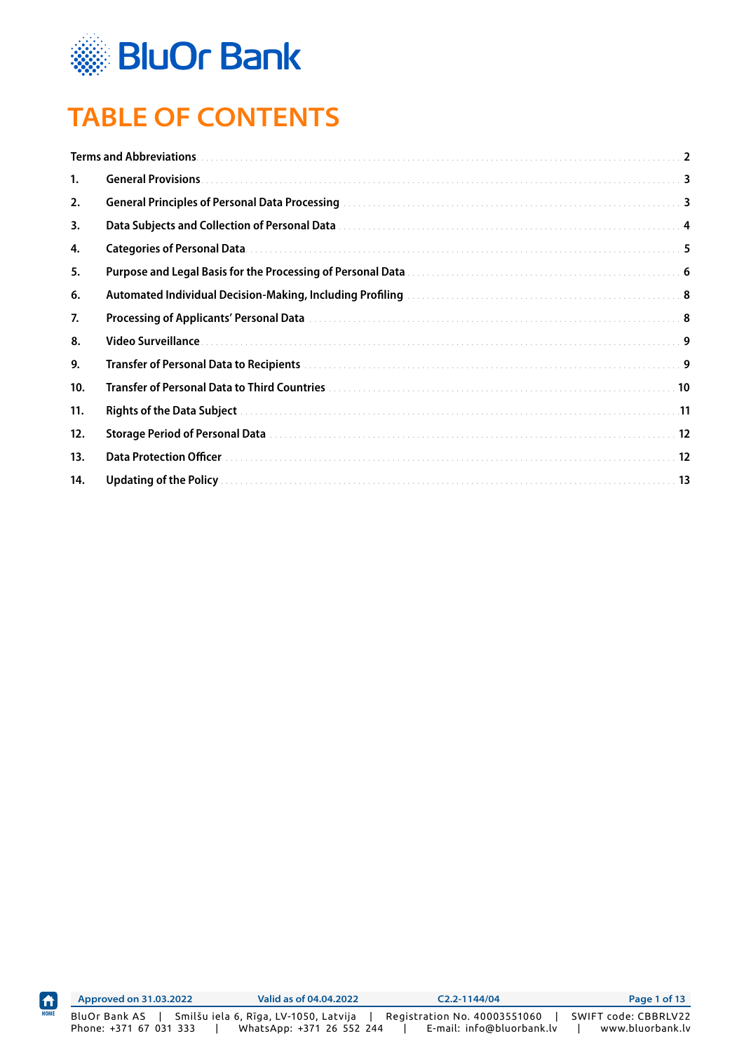# TABLE OF CONTENTS

| | | |
|---|---|---|
| Terms and Abbreviations | | 2 |
| 1. | General Provisions | 3 |
| 2. | General Principles of Personal Data Processing | 3 |
| 3. | Data Subjects and Collection of Personal Data | 4 |
| 4. | Categories of Personal Data | 5 |
| 5. | Purpose and Legal Basis for the Processing of Personal Data | 6 |
| 6. | Automated Individual Decision-Making, Including Profiling | 8 |
| 7. | Processing of Applicants' Personal Data | 8 |
| 8. | Video Surveillance | 9 |
| 9. | Transfer of Personal Data to Recipients | 9 |
| 10. | Transfer of Personal Data to Third Countries | 10 |
| 11. | Rights of the Data Subject | 11 |
| 12. | Storage Period of Personal Data | 12 |
| 13. | Data Protection Officer | 12 |
| 14. | Updating of the Policy | 13 |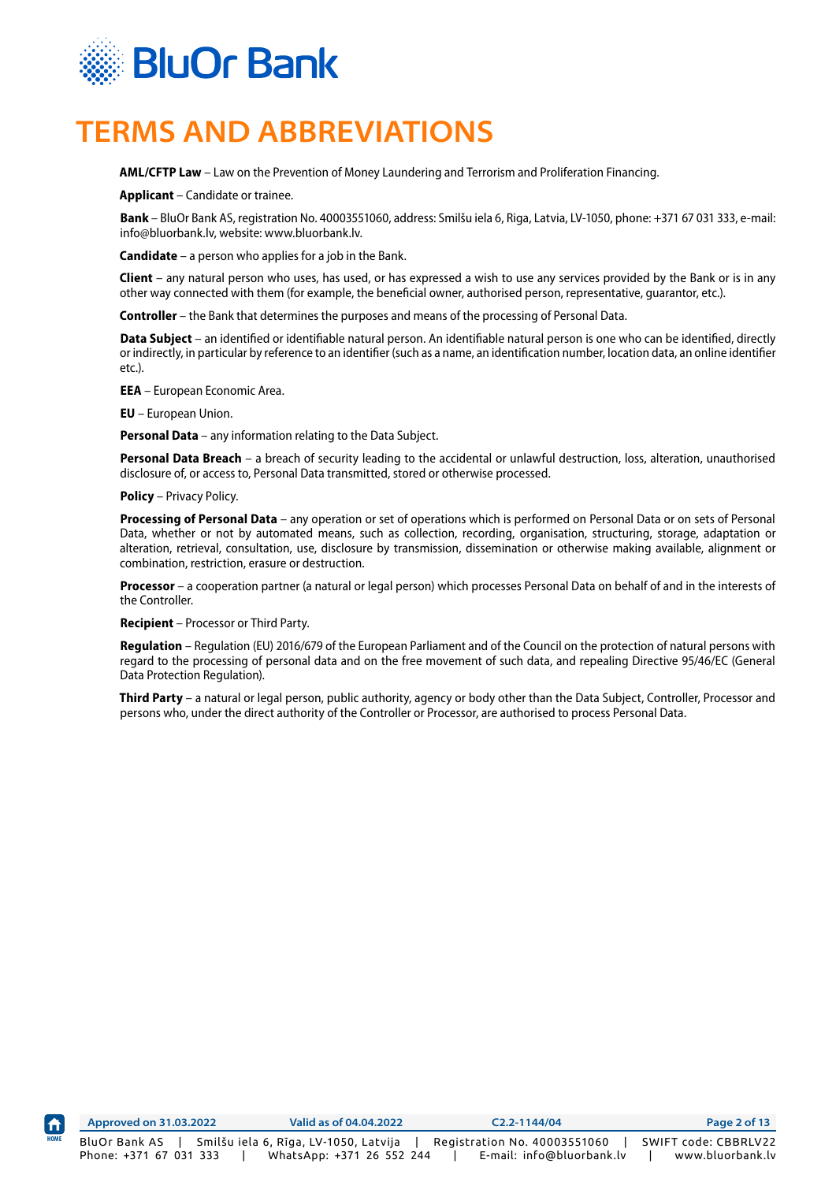# TERMS AND ABBREVIATIONS

**AML/CFTP Law** – Law on the Prevention of Money Laundering and Terrorism and Proliferation Financing.

**Applicant** – Candidate or trainee.

**Bank** – BluOr Bank AS, registration No. 40003551060, address: Smilšu iela 6, Riga, Latvia, LV-1050, phone: +371 67 031 333, e-mail: info@bluorbank.lv, website: www.bluorbank.lv.

**Candidate** – a person who applies for a job in the Bank.

**Client** – any natural person who uses, has used, or has expressed a wish to use any services provided by the Bank or is in any other way connected with them (for example, the beneficial owner, authorised person, representative, guarantor, etc.).

**Controller** – the Bank that determines the purposes and means of the processing of Personal Data.

**Data Subject** – an identified or identifiable natural person. An identifiable natural person is one who can be identified, directly or indirectly, in particular by reference to an identifier (such as a name, an identification number, location data, an online identifier etc.).

**EEA** – European Economic Area.

**EU** – European Union.

**Personal Data** – any information relating to the Data Subject.

**Personal Data Breach** – a breach of security leading to the accidental or unlawful destruction, loss, alteration, unauthorised disclosure of, or access to, Personal Data transmitted, stored or otherwise processed.

**Policy** – Privacy Policy.

**Processing of Personal Data** – any operation or set of operations which is performed on Personal Data or on sets of Personal Data, whether or not by automated means, such as collection, recording, organisation, structuring, storage, adaptation or alteration, retrieval, consultation, use, disclosure by transmission, dissemination or otherwise making available, alignment or combination, restriction, erasure or destruction.

**Processor** – a cooperation partner (a natural or legal person) which processes Personal Data on behalf of and in the interests of the Controller.

**Recipient** – Processor or Third Party.

**Regulation** – Regulation (EU) 2016/679 of the European Parliament and of the Council on the protection of natural persons with regard to the processing of personal data and on the free movement of such data, and repealing Directive 95/46/EC (General Data Protection Regulation).

**Third Party** – a natural or legal person, public authority, agency or body other than the Data Subject, Controller, Processor and persons who, under the direct authority of the Controller or Processor, are authorised to process Personal Data.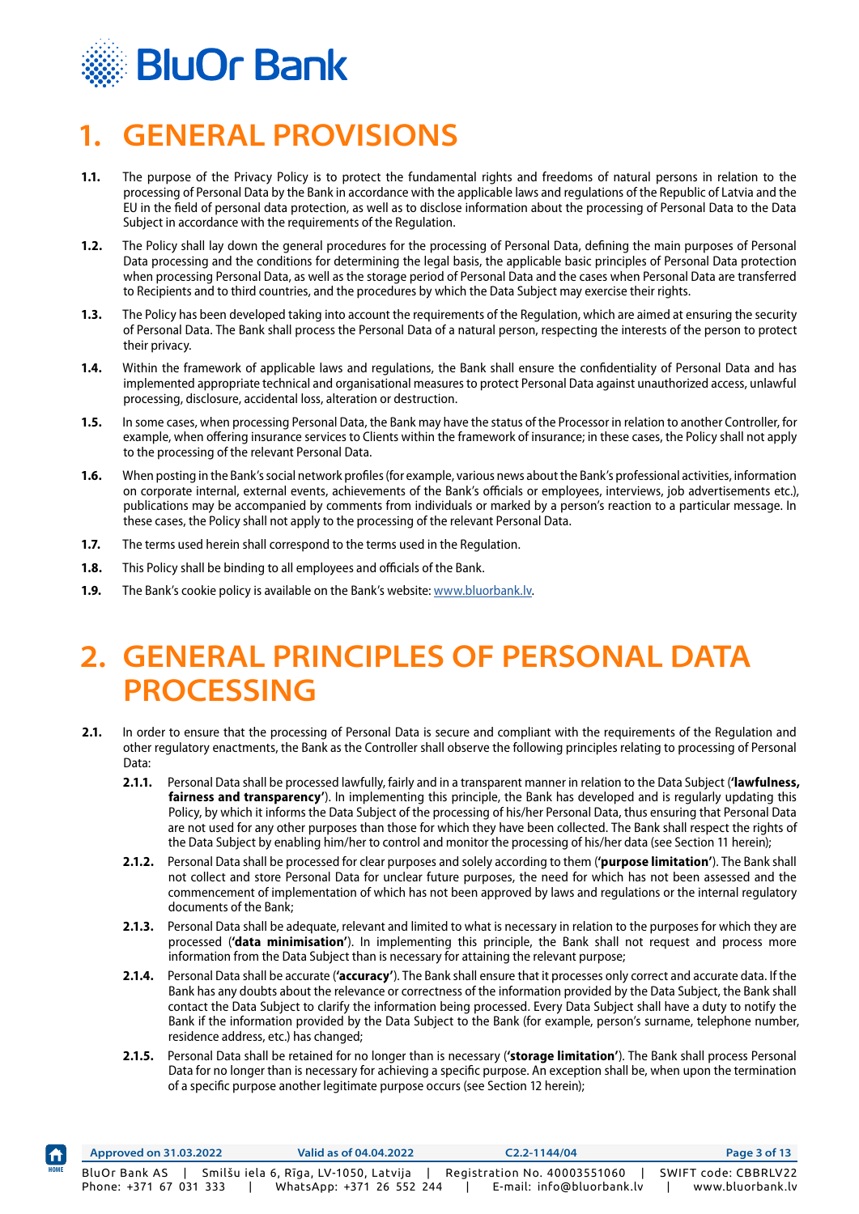# 1. GENERAL PROVISIONS

**1.1.** The purpose of the Privacy Policy is to protect the fundamental rights and freedoms of natural persons in relation to the processing of Personal Data by the Bank in accordance with the applicable laws and regulations of the Republic of Latvia and the EU in the field of personal data protection, as well as to disclose information about the processing of Personal Data to the Data Subject in accordance with the requirements of the Regulation.

**1.2.** The Policy shall lay down the general procedures for the processing of Personal Data, defining the main purposes of Personal Data processing and the conditions for determining the legal basis, the applicable basic principles of Personal Data protection when processing Personal Data, as well as the storage period of Personal Data and the cases when Personal Data are transferred to Recipients and to third countries, and the procedures by which the Data Subject may exercise their rights.

**1.3.** The Policy has been developed taking into account the requirements of the Regulation, which are aimed at ensuring the security of Personal Data. The Bank shall process the Personal Data of a natural person, respecting the interests of the person to protect their privacy.

**1.4.** Within the framework of applicable laws and regulations, the Bank shall ensure the confidentiality of Personal Data and has implemented appropriate technical and organisational measures to protect Personal Data against unauthorized access, unlawful processing, disclosure, accidental loss, alteration or destruction.

**1.5.** In some cases, when processing Personal Data, the Bank may have the status of the Processor in relation to another Controller, for example, when offering insurance services to Clients within the framework of insurance; in these cases, the Policy shall not apply to the processing of the relevant Personal Data.

**1.6.** When posting in the Bank's social network profiles (for example, various news about the Bank's professional activities, information on corporate internal, external events, achievements of the Bank's officials or employees, interviews, job advertisements etc.), publications may be accompanied by comments from individuals or marked by a person's reaction to a particular message. In these cases, the Policy shall not apply to the processing of the relevant Personal Data.

**1.7.** The terms used herein shall correspond to the terms used in the Regulation.

**1.8.** This Policy shall be binding to all employees and officials of the Bank.

**1.9.** The Bank's cookie policy is available on the Bank's website: www.bluorbank.lv.

# 2. GENERAL PRINCIPLES OF PERSONAL DATA PROCESSING

**2.1.** In order to ensure that the processing of Personal Data is secure and compliant with the requirements of the Regulation and other regulatory enactments, the Bank as the Controller shall observe the following principles relating to processing of Personal Data:

- **2.1.1.** Personal Data shall be processed lawfully, fairly and in a transparent manner in relation to the Data Subject ('**lawfulness, fairness and transparency**'). In implementing this principle, the Bank has developed and is regularly updating this Policy, by which it informs the Data Subject of the processing of his/her Personal Data, thus ensuring that Personal Data are not used for any other purposes than those for which they have been collected. The Bank shall respect the rights of the Data Subject by enabling him/her to control and monitor the processing of his/her data (see Section 11 herein);
- **2.1.2.** Personal Data shall be processed for clear purposes and solely according to them ('**purpose limitation**'). The Bank shall not collect and store Personal Data for unclear future purposes, the need for which has not been assessed and the commencement of implementation of which has not been approved by laws and regulations or the internal regulatory documents of the Bank;
- **2.1.3.** Personal Data shall be adequate, relevant and limited to what is necessary in relation to the purposes for which they are processed ('**data minimisation**'). In implementing this principle, the Bank shall not request and process more information from the Data Subject than is necessary for attaining the relevant purpose;
- **2.1.4.** Personal Data shall be accurate ('**accuracy**'). The Bank shall ensure that it processes only correct and accurate data. If the Bank has any doubts about the relevance or correctness of the information provided by the Data Subject, the Bank shall contact the Data Subject to clarify the information being processed. Every Data Subject shall have a duty to notify the Bank if the information provided by the Data Subject to the Bank (for example, person's surname, telephone number, residence address, etc.) has changed;
- **2.1.5.** Personal Data shall be retained for no longer than is necessary ('**storage limitation**'). The Bank shall process Personal Data for no longer than is necessary for achieving a specific purpose. An exception shall be, when upon the termination of a specific purpose another legitimate purpose occurs (see Section 12 herein);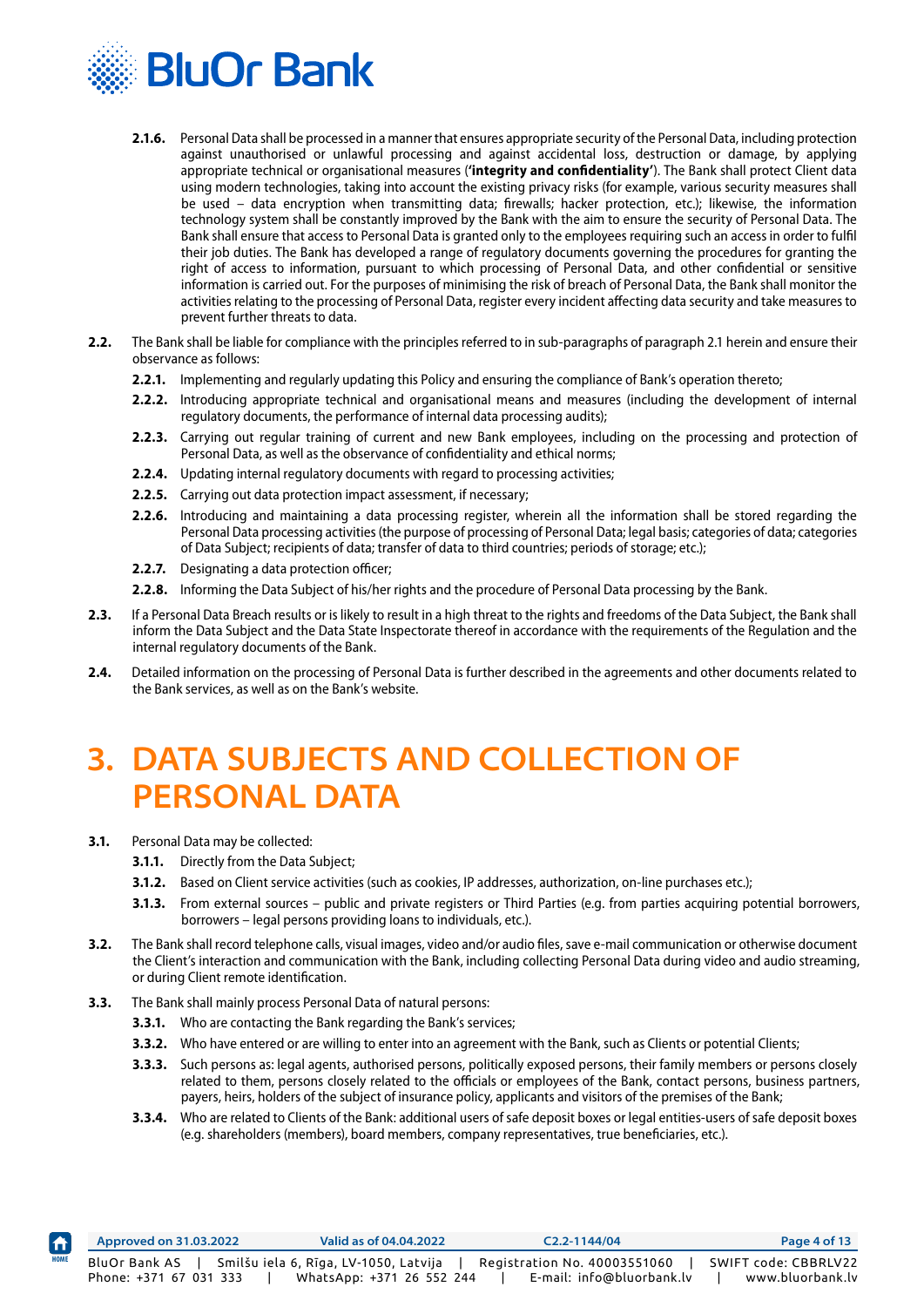**2.1.6.** Personal Data shall be processed in a manner that ensures appropriate security of the Personal Data, including protection against unauthorised or unlawful processing and against accidental loss, destruction or damage, by applying appropriate technical or organisational measures (**'integrity and confidentiality'**). The Bank shall protect Client data using modern technologies, taking into account the existing privacy risks (for example, various security measures shall be used – data encryption when transmitting data; firewalls; hacker protection, etc.); likewise, the information technology system shall be constantly improved by the Bank with the aim to ensure the security of Personal Data. The Bank shall ensure that access to Personal Data is granted only to the employees requiring such an access in order to fulfil their job duties. The Bank has developed a range of regulatory documents governing the procedures for granting the right of access to information, pursuant to which processing of Personal Data, and other confidential or sensitive information is carried out. For the purposes of minimising the risk of breach of Personal Data, the Bank shall monitor the activities relating to the processing of Personal Data, register every incident affecting data security and take measures to prevent further threats to data.

**2.2.** The Bank shall be liable for compliance with the principles referred to in sub-paragraphs of paragraph 2.1 herein and ensure their observance as follows:

**2.2.1.** Implementing and regularly updating this Policy and ensuring the compliance of Bank's operation thereto;

**2.2.2.** Introducing appropriate technical and organisational means and measures (including the development of internal regulatory documents, the performance of internal data processing audits);

**2.2.3.** Carrying out regular training of current and new Bank employees, including on the processing and protection of Personal Data, as well as the observance of confidentiality and ethical norms;

**2.2.4.** Updating internal regulatory documents with regard to processing activities;

**2.2.5.** Carrying out data protection impact assessment, if necessary;

**2.2.6.** Introducing and maintaining a data processing register, wherein all the information shall be stored regarding the Personal Data processing activities (the purpose of processing of Personal Data; legal basis; categories of data; categories of Data Subject; recipients of data; transfer of data to third countries; periods of storage; etc.);

**2.2.7.** Designating a data protection officer;

**2.2.8.** Informing the Data Subject of his/her rights and the procedure of Personal Data processing by the Bank.

**2.3.** If a Personal Data Breach results or is likely to result in a high threat to the rights and freedoms of the Data Subject, the Bank shall inform the Data Subject and the Data State Inspectorate thereof in accordance with the requirements of the Regulation and the internal regulatory documents of the Bank.

**2.4.** Detailed information on the processing of Personal Data is further described in the agreements and other documents related to the Bank services, as well as on the Bank's website.

# 3. DATA SUBJECTS AND COLLECTION OF PERSONAL DATA

**3.1.** Personal Data may be collected:

**3.1.1.** Directly from the Data Subject;

**3.1.2.** Based on Client service activities (such as cookies, IP addresses, authorization, on-line purchases etc.);

**3.1.3.** From external sources – public and private registers or Third Parties (e.g. from parties acquiring potential borrowers, borrowers – legal persons providing loans to individuals, etc.).

**3.2.** The Bank shall record telephone calls, visual images, video and/or audio files, save e-mail communication or otherwise document the Client's interaction and communication with the Bank, including collecting Personal Data during video and audio streaming, or during Client remote identification.

**3.3.** The Bank shall mainly process Personal Data of natural persons:

**3.3.1.** Who are contacting the Bank regarding the Bank's services;

**3.3.2.** Who have entered or are willing to enter into an agreement with the Bank, such as Clients or potential Clients;

**3.3.3.** Such persons as: legal agents, authorised persons, politically exposed persons, their family members or persons closely related to them, persons closely related to the officials or employees of the Bank, contact persons, business partners, payers, heirs, holders of the subject of insurance policy, applicants and visitors of the premises of the Bank;

**3.3.4.** Who are related to Clients of the Bank: additional users of safe deposit boxes or legal entities-users of safe deposit boxes (e.g. shareholders (members), board members, company representatives, true beneficiaries, etc.).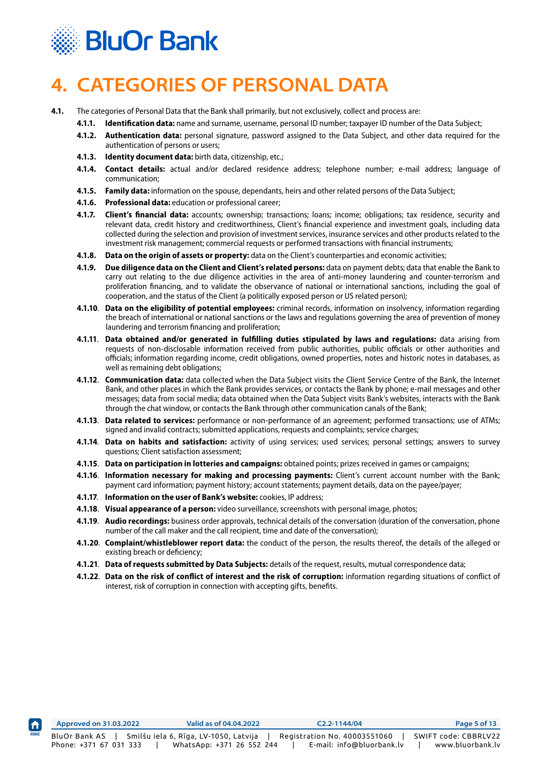# 4. CATEGORIES OF PERSONAL DATA

**4.1.** The categories of Personal Data that the Bank shall primarily, but not exclusively, collect and process are:

- **4.1.1. Identification data:** name and surname, username, personal ID number; taxpayer ID number of the Data Subject;
- **4.1.2. Authentication data:** personal signature, password assigned to the Data Subject, and other data required for the authentication of persons or users;
- **4.1.3. Identity document data:** birth data, citizenship, etc.;
- **4.1.4. Contact details:** actual and/or declared residence address; telephone number; e-mail address; language of communication;
- **4.1.5. Family data:** information on the spouse, dependants, heirs and other related persons of the Data Subject;
- **4.1.6. Professional data:** education or professional career;
- **4.1.7. Client's financial data:** accounts; ownership; transactions; loans; income; obligations; tax residence, security and relevant data, credit history and creditworthiness, Client's financial experience and investment goals, including data collected during the selection and provision of investment services, insurance services and other products related to the investment risk management; commercial requests or performed transactions with financial instruments;
- **4.1.8. Data on the origin of assets or property:** data on the Client's counterparties and economic activities;
- **4.1.9. Due diligence data on the Client and Client's related persons:** data on payment debts; data that enable the Bank to carry out relating to the due diligence activities in the area of anti-money laundering and counter-terrorism and proliferation financing, and to validate the observance of national or international sanctions, including the goal of cooperation, and the status of the Client (a politically exposed person or US related person);
- **4.1.10. Data on the eligibility of potential employees:** criminal records, information on insolvency, information regarding the breach of international or national sanctions or the laws and regulations governing the area of prevention of money laundering and terrorism financing and proliferation;
- **4.1.11. Data obtained and/or generated in fulfilling duties stipulated by laws and regulations:** data arising from requests of non-disclosable information received from public authorities, public officials or other authorities and officials; information regarding income, credit obligations, owned properties, notes and historic notes in databases, as well as remaining debt obligations;
- **4.1.12. Communication data:** data collected when the Data Subject visits the Client Service Centre of the Bank, the Internet Bank, and other places in which the Bank provides services, or contacts the Bank by phone; e-mail messages and other messages; data from social media; data obtained when the Data Subject visits Bank's websites, interacts with the Bank through the chat window, or contacts the Bank through other communication canals of the Bank;
- **4.1.13. Data related to services:** performance or non-performance of an agreement; performed transactions; use of ATMs; signed and invalid contracts; submitted applications, requests and complaints; service charges;
- **4.1.14. Data on habits and satisfaction:** activity of using services; used services; personal settings; answers to survey questions; Client satisfaction assessment;
- **4.1.15. Data on participation in lotteries and campaigns:** obtained points; prizes received in games or campaigns;
- **4.1.16. Information necessary for making and processing payments:** Client's current account number with the Bank; payment card information; payment history; account statements; payment details, data on the payee/payer;
- **4.1.17. Information on the user of Bank's website:** cookies, IP address;
- **4.1.18. Visual appearance of a person:** video surveillance, screenshots with personal image, photos;
- **4.1.19. Audio recordings:** business order approvals, technical details of the conversation (duration of the conversation, phone number of the call maker and the call recipient, time and date of the conversation);
- **4.1.20. Complaint/whistleblower report data:** the conduct of the person, the results thereof, the details of the alleged or existing breach or deficiency;
- **4.1.21. Data of requests submitted by Data Subjects:** details of the request, results, mutual correspondence data;
- **4.1.22. Data on the risk of conflict of interest and the risk of corruption:** information regarding situations of conflict of interest, risk of corruption in connection with accepting gifts, benefits.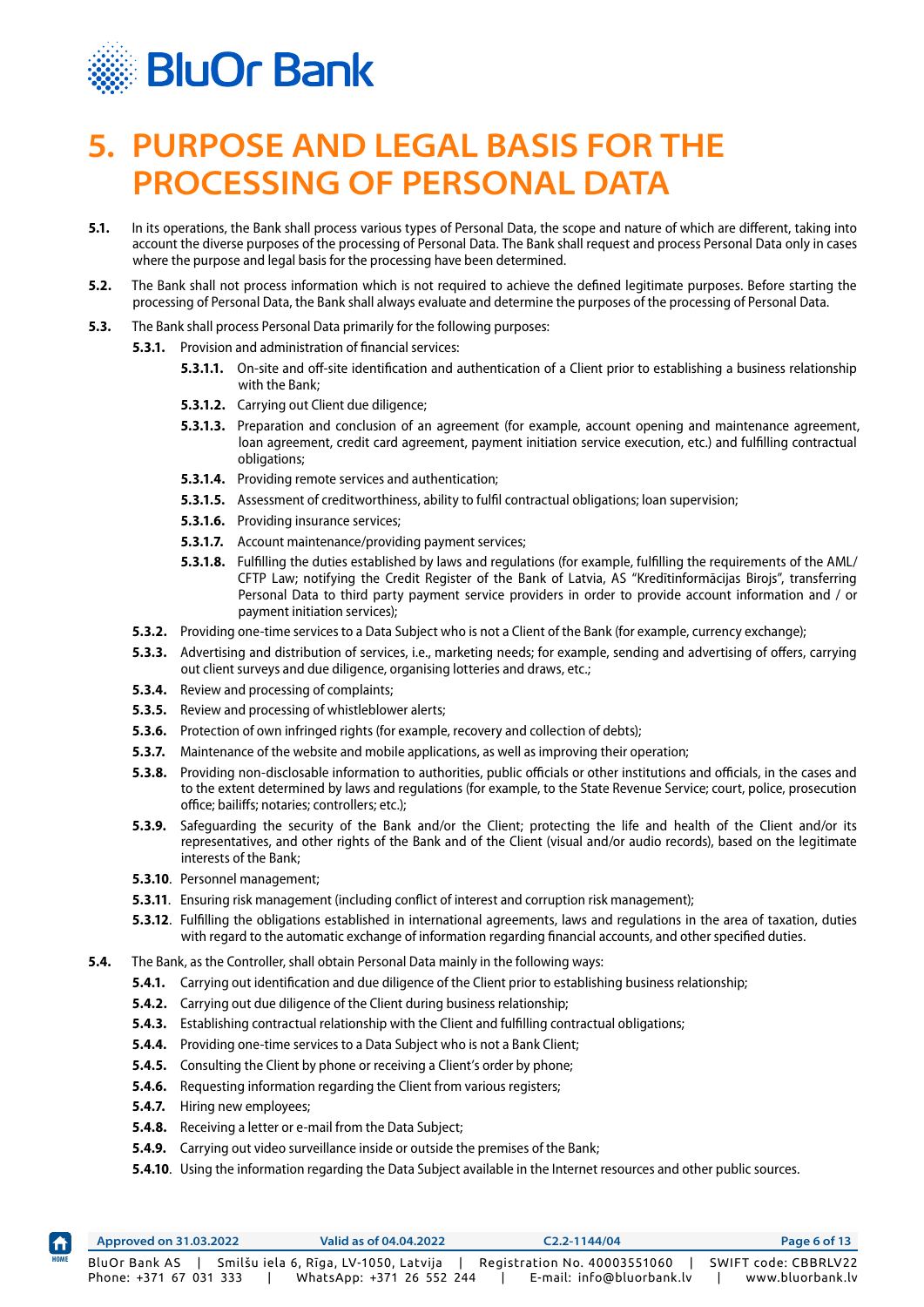# 5. PURPOSE AND LEGAL BASIS FOR THE PROCESSING OF PERSONAL DATA

**5.1.** In its operations, the Bank shall process various types of Personal Data, the scope and nature of which are different, taking into account the diverse purposes of the processing of Personal Data. The Bank shall request and process Personal Data only in cases where the purpose and legal basis for the processing have been determined.

**5.2.** The Bank shall not process information which is not required to achieve the defined legitimate purposes. Before starting the processing of Personal Data, the Bank shall always evaluate and determine the purposes of the processing of Personal Data.

**5.3.** The Bank shall process Personal Data primarily for the following purposes:

- **5.3.1.** Provision and administration of financial services:
  - **5.3.1.1.** On-site and off-site identification and authentication of a Client prior to establishing a business relationship with the Bank;
  - **5.3.1.2.** Carrying out Client due diligence;
  - **5.3.1.3.** Preparation and conclusion of an agreement (for example, account opening and maintenance agreement, loan agreement, credit card agreement, payment initiation service execution, etc.) and fulfilling contractual obligations;
  - **5.3.1.4.** Providing remote services and authentication;
  - **5.3.1.5.** Assessment of creditworthiness, ability to fulfil contractual obligations; loan supervision;
  - **5.3.1.6.** Providing insurance services;
  - **5.3.1.7.** Account maintenance/providing payment services;
  - **5.3.1.8.** Fulfilling the duties established by laws and regulations (for example, fulfilling the requirements of the AML/CFTP Law; notifying the Credit Register of the Bank of Latvia, AS "Kredītinformācijas Birojs", transferring Personal Data to third party payment service providers in order to provide account information and / or payment initiation services);
- **5.3.2.** Providing one-time services to a Data Subject who is not a Client of the Bank (for example, currency exchange);
- **5.3.3.** Advertising and distribution of services, i.e., marketing needs; for example, sending and advertising of offers, carrying out client surveys and due diligence, organising lotteries and draws, etc.;
- **5.3.4.** Review and processing of complaints;
- **5.3.5.** Review and processing of whistleblower alerts;
- **5.3.6.** Protection of own infringed rights (for example, recovery and collection of debts);
- **5.3.7.** Maintenance of the website and mobile applications, as well as improving their operation;
- **5.3.8.** Providing non-disclosable information to authorities, public officials or other institutions and officials, in the cases and to the extent determined by laws and regulations (for example, to the State Revenue Service; court, police, prosecution office; bailiffs; notaries; controllers; etc.);
- **5.3.9.** Safeguarding the security of the Bank and/or the Client; protecting the life and health of the Client and/or its representatives, and other rights of the Bank and of the Client (visual and/or audio records), based on the legitimate interests of the Bank;
- **5.3.10**. Personnel management;
- **5.3.11**. Ensuring risk management (including conflict of interest and corruption risk management);
- **5.3.12**. Fulfilling the obligations established in international agreements, laws and regulations in the area of taxation, duties with regard to the automatic exchange of information regarding financial accounts, and other specified duties.

**5.4.** The Bank, as the Controller, shall obtain Personal Data mainly in the following ways:

- **5.4.1.** Carrying out identification and due diligence of the Client prior to establishing business relationship;
- **5.4.2.** Carrying out due diligence of the Client during business relationship;
- **5.4.3.** Establishing contractual relationship with the Client and fulfilling contractual obligations;
- **5.4.4.** Providing one-time services to a Data Subject who is not a Bank Client;
- **5.4.5.** Consulting the Client by phone or receiving a Client's order by phone;
- **5.4.6.** Requesting information regarding the Client from various registers;
- **5.4.7.** Hiring new employees;
- **5.4.8.** Receiving a letter or e-mail from the Data Subject;
- **5.4.9.** Carrying out video surveillance inside or outside the premises of the Bank;
- **5.4.10**. Using the information regarding the Data Subject available in the Internet resources and other public sources.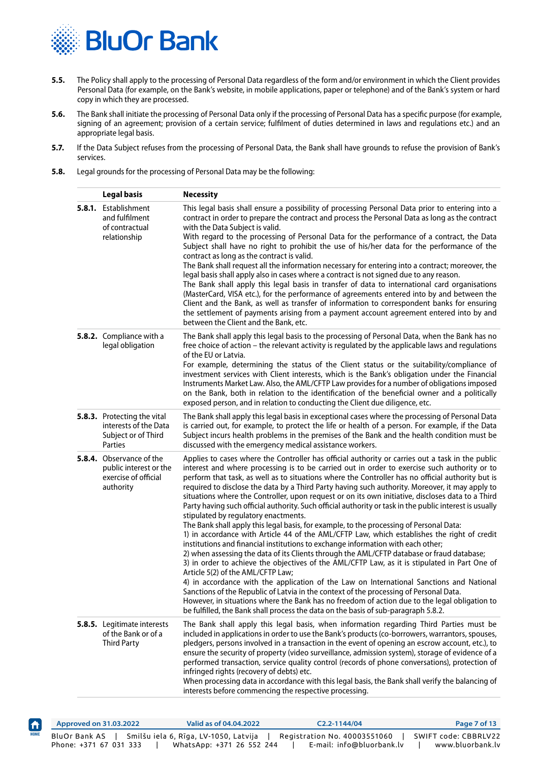**5.5.** The Policy shall apply to the processing of Personal Data regardless of the form and/or environment in which the Client provides Personal Data (for example, on the Bank's website, in mobile applications, paper or telephone) and of the Bank's system or hard copy in which they are processed.

**5.6.** The Bank shall initiate the processing of Personal Data only if the processing of Personal Data has a specific purpose (for example, signing of an agreement; provision of a certain service; fulfilment of duties determined in laws and regulations etc.) and an appropriate legal basis.

**5.7.** If the Data Subject refuses from the processing of Personal Data, the Bank shall have grounds to refuse the provision of Bank's services.

**5.8.** Legal grounds for the processing of Personal Data may be the following:

| | Legal basis | Necessity |
|---|---|---|
| **5.8.1.** | Establishment and fulfilment of contractual relationship | This legal basis shall ensure a possibility of processing Personal Data prior to entering into a contract in order to prepare the contract and process the Personal Data as long as the contract with the Data Subject is valid.<br>With regard to the processing of Personal Data for the performance of a contract, the Data Subject shall have no right to prohibit the use of his/her data for the performance of the contract as long as the contract is valid.<br>The Bank shall request all the information necessary for entering into a contract; moreover, the legal basis shall apply also in cases where a contract is not signed due to any reason.<br>The Bank shall apply this legal basis in transfer of data to international card organisations (MasterCard, VISA etc.), for the performance of agreements entered into by and between the Client and the Bank, as well as transfer of information to correspondent banks for ensuring the settlement of payments arising from a payment account agreement entered into by and between the Client and the Bank, etc. |
| **5.8.2.** | Compliance with a legal obligation | The Bank shall apply this legal basis to the processing of Personal Data, when the Bank has no free choice of action – the relevant activity is regulated by the applicable laws and regulations of the EU or Latvia.<br>For example, determining the status of the Client status or the suitability/compliance of investment services with Client interests, which is the Bank's obligation under the Financial Instruments Market Law. Also, the AML/CFTP Law provides for a number of obligations imposed on the Bank, both in relation to the identification of the beneficial owner and a politically exposed person, and in relation to conducting the Client due diligence, etc. |
| **5.8.3.** | Protecting the vital interests of the Data Subject or of Third Parties | The Bank shall apply this legal basis in exceptional cases where the processing of Personal Data is carried out, for example, to protect the life or health of a person. For example, if the Data Subject incurs health problems in the premises of the Bank and the health condition must be discussed with the emergency medical assistance workers. |
| **5.8.4.** | Observance of the public interest or the exercise of official authority | Applies to cases where the Controller has official authority or carries out a task in the public interest and where processing is to be carried out in order to exercise such authority or to perform that task, as well as to situations where the Controller has no official authority but is required to disclose the data by a Third Party having such authority. Moreover, it may apply to situations where the Controller, upon request or on its own initiative, discloses data to a Third Party having such official authority. Such official authority or task in the public interest is usually stipulated by regulatory enactments.<br>The Bank shall apply this legal basis, for example, to the processing of Personal Data:<br>1) in accordance with Article 44 of the AML/CFTP Law, which establishes the right of credit institutions and financial institutions to exchange information with each other;<br>2) when assessing the data of its Clients through the AML/CFTP database or fraud database;<br>3) in order to achieve the objectives of the AML/CFTP Law, as it is stipulated in Part One of Article 5(2) of the AML/CFTP Law;<br>4) in accordance with the application of the Law on International Sanctions and National Sanctions of the Republic of Latvia in the context of the processing of Personal Data.<br>However, in situations where the Bank has no freedom of action due to the legal obligation to be fulfilled, the Bank shall process the data on the basis of sub-paragraph 5.8.2. |
| **5.8.5.** | Legitimate interests of the Bank or of a Third Party | The Bank shall apply this legal basis, when information regarding Third Parties must be included in applications in order to use the Bank's products (co-borrowers, warrantors, spouses, pledgers, persons involved in a transaction in the event of opening an escrow account, etc.), to ensure the security of property (video surveillance, admission system), storage of evidence of a performed transaction, service quality control (records of phone conversations), protection of infringed rights (recovery of debts) etc.<br>When processing data in accordance with this legal basis, the Bank shall verify the balancing of interests before commencing the respective processing. |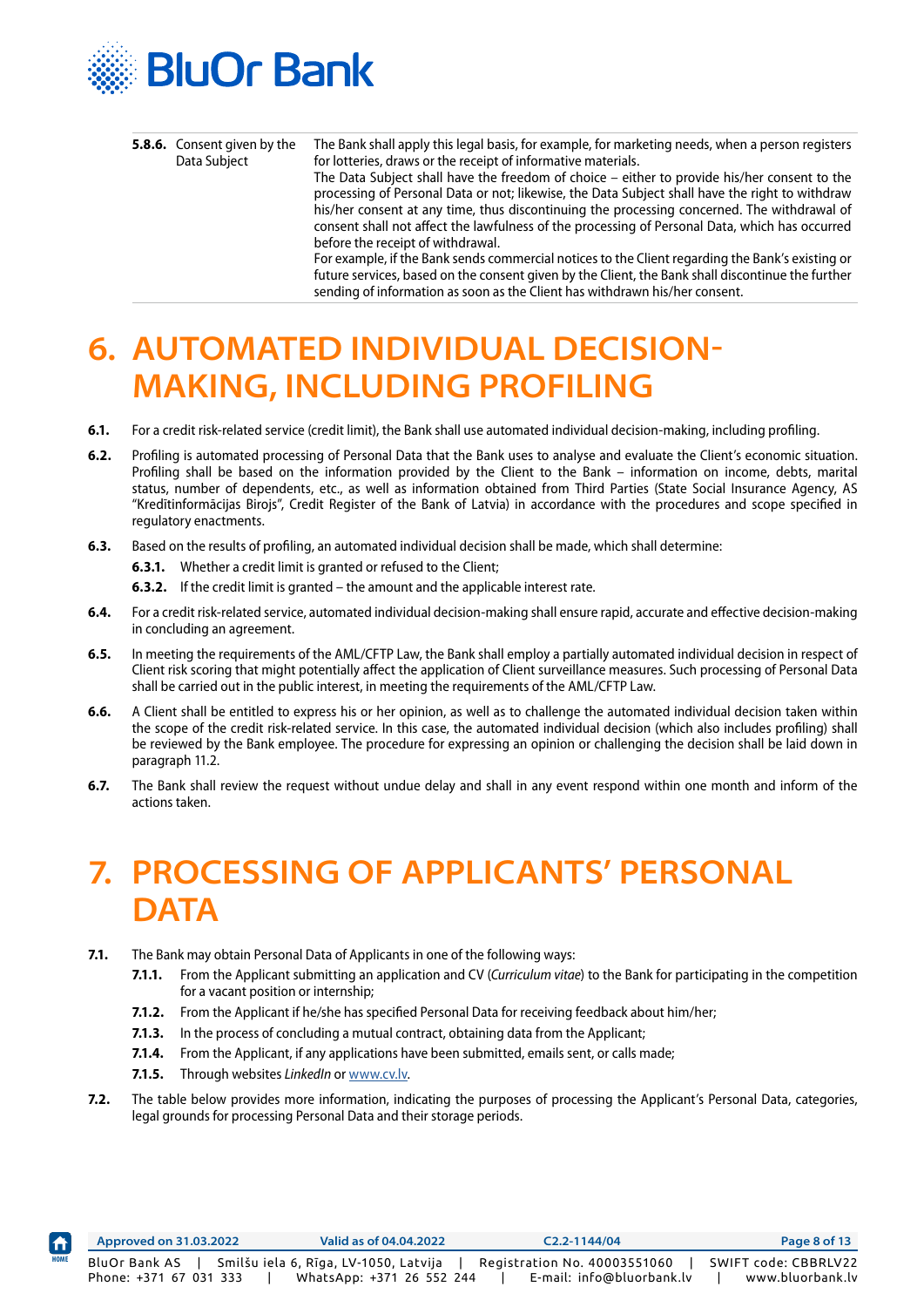| | | |
|---|---|---|
| **5.8.6.** | Consent given by the Data Subject | The Bank shall apply this legal basis, for example, for marketing needs, when a person registers for lotteries, draws or the receipt of informative materials.<br>The Data Subject shall have the freedom of choice – either to provide his/her consent to the processing of Personal Data or not; likewise, the Data Subject shall have the right to withdraw his/her consent at any time, thus discontinuing the processing concerned. The withdrawal of consent shall not affect the lawfulness of the processing of Personal Data, which has occurred before the receipt of withdrawal.<br>For example, if the Bank sends commercial notices to the Client regarding the Bank's existing or future services, based on the consent given by the Client, the Bank shall discontinue the further sending of information as soon as the Client has withdrawn his/her consent. |

# 6. AUTOMATED INDIVIDUAL DECISION-MAKING, INCLUDING PROFILING

**6.1.** For a credit risk-related service (credit limit), the Bank shall use automated individual decision-making, including profiling.

**6.2.** Profiling is automated processing of Personal Data that the Bank uses to analyse and evaluate the Client's economic situation. Profiling shall be based on the information provided by the Client to the Bank – information on income, debts, marital status, number of dependents, etc., as well as information obtained from Third Parties (State Social Insurance Agency, AS "Kredītinformācijas Birojs", Credit Register of the Bank of Latvia) in accordance with the procedures and scope specified in regulatory enactments.

**6.3.** Based on the results of profiling, an automated individual decision shall be made, which shall determine:

- **6.3.1.** Whether a credit limit is granted or refused to the Client;
- **6.3.2.** If the credit limit is granted – the amount and the applicable interest rate.

**6.4.** For a credit risk-related service, automated individual decision-making shall ensure rapid, accurate and effective decision-making in concluding an agreement.

**6.5.** In meeting the requirements of the AML/CFTP Law, the Bank shall employ a partially automated individual decision in respect of Client risk scoring that might potentially affect the application of Client surveillance measures. Such processing of Personal Data shall be carried out in the public interest, in meeting the requirements of the AML/CFTP Law.

**6.6.** A Client shall be entitled to express his or her opinion, as well as to challenge the automated individual decision taken within the scope of the credit risk-related service. In this case, the automated individual decision (which also includes profiling) shall be reviewed by the Bank employee. The procedure for expressing an opinion or challenging the decision shall be laid down in paragraph 11.2.

**6.7.** The Bank shall review the request without undue delay and shall in any event respond within one month and inform of the actions taken.

# 7. PROCESSING OF APPLICANTS' PERSONAL DATA

**7.1.** The Bank may obtain Personal Data of Applicants in one of the following ways:

- **7.1.1.** From the Applicant submitting an application and CV (*Curriculum vitae*) to the Bank for participating in the competition for a vacant position or internship;
- **7.1.2.** From the Applicant if he/she has specified Personal Data for receiving feedback about him/her;
- **7.1.3.** In the process of concluding a mutual contract, obtaining data from the Applicant;
- **7.1.4.** From the Applicant, if any applications have been submitted, emails sent, or calls made;
- **7.1.5.** Through websites *LinkedIn* or www.cv.lv.

**7.2.** The table below provides more information, indicating the purposes of processing the Applicant's Personal Data, categories, legal grounds for processing Personal Data and their storage periods.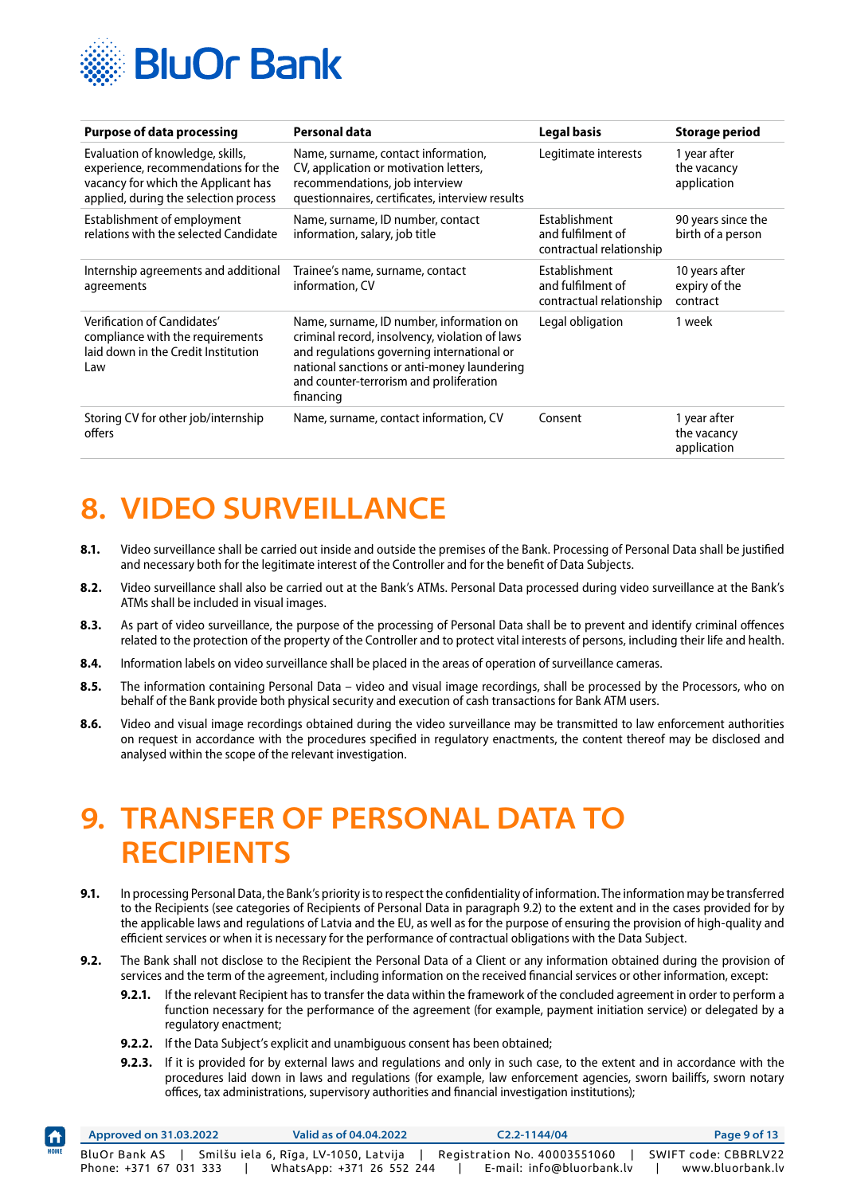| Purpose of data processing | Personal data | Legal basis | Storage period |
| --- | --- | --- | --- |
| Evaluation of knowledge, skills, experience, recommendations for the vacancy for which the Applicant has applied, during the selection process | Name, surname, contact information, CV, application or motivation letters, recommendations, job interview questionnaires, certificates, interview results | Legitimate interests | 1 year after the vacancy application |
| Establishment of employment relations with the selected Candidate | Name, surname, ID number, contact information, salary, job title | Establishment and fulfilment of contractual relationship | 90 years since the birth of a person |
| Internship agreements and additional agreements | Trainee's name, surname, contact information, CV | Establishment and fulfilment of contractual relationship | 10 years after expiry of the contract |
| Verification of Candidates' compliance with the requirements laid down in the Credit Institution Law | Name, surname, ID number, information on criminal record, insolvency, violation of laws and regulations governing international or national sanctions or anti-money laundering and counter-terrorism and proliferation financing | Legal obligation | 1 week |
| Storing CV for other job/internship offers | Name, surname, contact information, CV | Consent | 1 year after the vacancy application |

# 8. VIDEO SURVEILLANCE

**8.1.** Video surveillance shall be carried out inside and outside the premises of the Bank. Processing of Personal Data shall be justified and necessary both for the legitimate interest of the Controller and for the benefit of Data Subjects.

**8.2.** Video surveillance shall also be carried out at the Bank's ATMs. Personal Data processed during video surveillance at the Bank's ATMs shall be included in visual images.

**8.3.** As part of video surveillance, the purpose of the processing of Personal Data shall be to prevent and identify criminal offences related to the protection of the property of the Controller and to protect vital interests of persons, including their life and health.

**8.4.** Information labels on video surveillance shall be placed in the areas of operation of surveillance cameras.

**8.5.** The information containing Personal Data – video and visual image recordings, shall be processed by the Processors, who on behalf of the Bank provide both physical security and execution of cash transactions for Bank ATM users.

**8.6.** Video and visual image recordings obtained during the video surveillance may be transmitted to law enforcement authorities on request in accordance with the procedures specified in regulatory enactments, the content thereof may be disclosed and analysed within the scope of the relevant investigation.

# 9. TRANSFER OF PERSONAL DATA TO RECIPIENTS

**9.1.** In processing Personal Data, the Bank's priority is to respect the confidentiality of information. The information may be transferred to the Recipients (see categories of Recipients of Personal Data in paragraph 9.2) to the extent and in the cases provided for by the applicable laws and regulations of Latvia and the EU, as well as for the purpose of ensuring the provision of high-quality and efficient services or when it is necessary for the performance of contractual obligations with the Data Subject.

**9.2.** The Bank shall not disclose to the Recipient the Personal Data of a Client or any information obtained during the provision of services and the term of the agreement, including information on the received financial services or other information, except:

- **9.2.1.** If the relevant Recipient has to transfer the data within the framework of the concluded agreement in order to perform a function necessary for the performance of the agreement (for example, payment initiation service) or delegated by a regulatory enactment;
- **9.2.2.** If the Data Subject's explicit and unambiguous consent has been obtained;
- **9.2.3.** If it is provided for by external laws and regulations and only in such case, to the extent and in accordance with the procedures laid down in laws and regulations (for example, law enforcement agencies, sworn bailiffs, sworn notary offices, tax administrations, supervisory authorities and financial investigation institutions);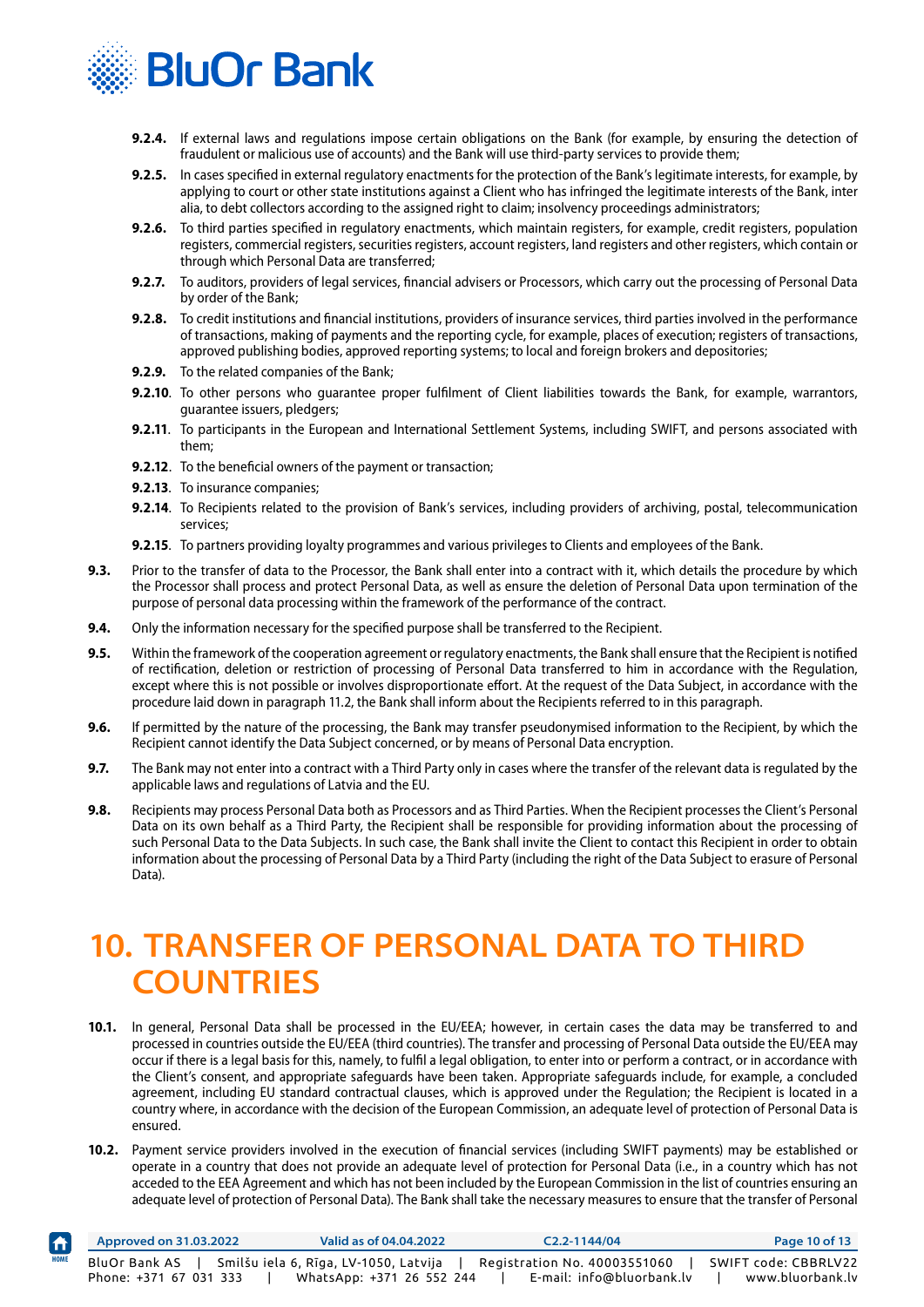**9.2.4.** If external laws and regulations impose certain obligations on the Bank (for example, by ensuring the detection of fraudulent or malicious use of accounts) and the Bank will use third-party services to provide them;

**9.2.5.** In cases specified in external regulatory enactments for the protection of the Bank's legitimate interests, for example, by applying to court or other state institutions against a Client who has infringed the legitimate interests of the Bank, inter alia, to debt collectors according to the assigned right to claim; insolvency proceedings administrators;

**9.2.6.** To third parties specified in regulatory enactments, which maintain registers, for example, credit registers, population registers, commercial registers, securities registers, account registers, land registers and other registers, which contain or through which Personal Data are transferred;

**9.2.7.** To auditors, providers of legal services, financial advisers or Processors, which carry out the processing of Personal Data by order of the Bank;

**9.2.8.** To credit institutions and financial institutions, providers of insurance services, third parties involved in the performance of transactions, making of payments and the reporting cycle, for example, places of execution; registers of transactions, approved publishing bodies, approved reporting systems; to local and foreign brokers and depositories;

**9.2.9.** To the related companies of the Bank;

**9.2.10**. To other persons who guarantee proper fulfilment of Client liabilities towards the Bank, for example, warrantors, guarantee issuers, pledgers;

**9.2.11**. To participants in the European and International Settlement Systems, including SWIFT, and persons associated with them;

**9.2.12**. To the beneficial owners of the payment or transaction;

**9.2.13**. To insurance companies;

**9.2.14**. To Recipients related to the provision of Bank's services, including providers of archiving, postal, telecommunication services;

**9.2.15**. To partners providing loyalty programmes and various privileges to Clients and employees of the Bank.

**9.3.** Prior to the transfer of data to the Processor, the Bank shall enter into a contract with it, which details the procedure by which the Processor shall process and protect Personal Data, as well as ensure the deletion of Personal Data upon termination of the purpose of personal data processing within the framework of the performance of the contract.

**9.4.** Only the information necessary for the specified purpose shall be transferred to the Recipient.

**9.5.** Within the framework of the cooperation agreement or regulatory enactments, the Bank shall ensure that the Recipient is notified of rectification, deletion or restriction of processing of Personal Data transferred to him in accordance with the Regulation, except where this is not possible or involves disproportionate effort. At the request of the Data Subject, in accordance with the procedure laid down in paragraph 11.2, the Bank shall inform about the Recipients referred to in this paragraph.

**9.6.** If permitted by the nature of the processing, the Bank may transfer pseudonymised information to the Recipient, by which the Recipient cannot identify the Data Subject concerned, or by means of Personal Data encryption.

**9.7.** The Bank may not enter into a contract with a Third Party only in cases where the transfer of the relevant data is regulated by the applicable laws and regulations of Latvia and the EU.

**9.8.** Recipients may process Personal Data both as Processors and as Third Parties. When the Recipient processes the Client's Personal Data on its own behalf as a Third Party, the Recipient shall be responsible for providing information about the processing of such Personal Data to the Data Subjects. In such case, the Bank shall invite the Client to contact this Recipient in order to obtain information about the processing of Personal Data by a Third Party (including the right of the Data Subject to erasure of Personal Data).

# 10. TRANSFER OF PERSONAL DATA TO THIRD COUNTRIES

**10.1.** In general, Personal Data shall be processed in the EU/EEA; however, in certain cases the data may be transferred to and processed in countries outside the EU/EEA (third countries). The transfer and processing of Personal Data outside the EU/EEA may occur if there is a legal basis for this, namely, to fulfil a legal obligation, to enter into or perform a contract, or in accordance with the Client's consent, and appropriate safeguards have been taken. Appropriate safeguards include, for example, a concluded agreement, including EU standard contractual clauses, which is approved under the Regulation; the Recipient is located in a country where, in accordance with the decision of the European Commission, an adequate level of protection of Personal Data is ensured.

**10.2.** Payment service providers involved in the execution of financial services (including SWIFT payments) may be established or operate in a country that does not provide an adequate level of protection for Personal Data (i.e., in a country which has not acceded to the EEA Agreement and which has not been included by the European Commission in the list of countries ensuring an adequate level of protection of Personal Data). The Bank shall take the necessary measures to ensure that the transfer of Personal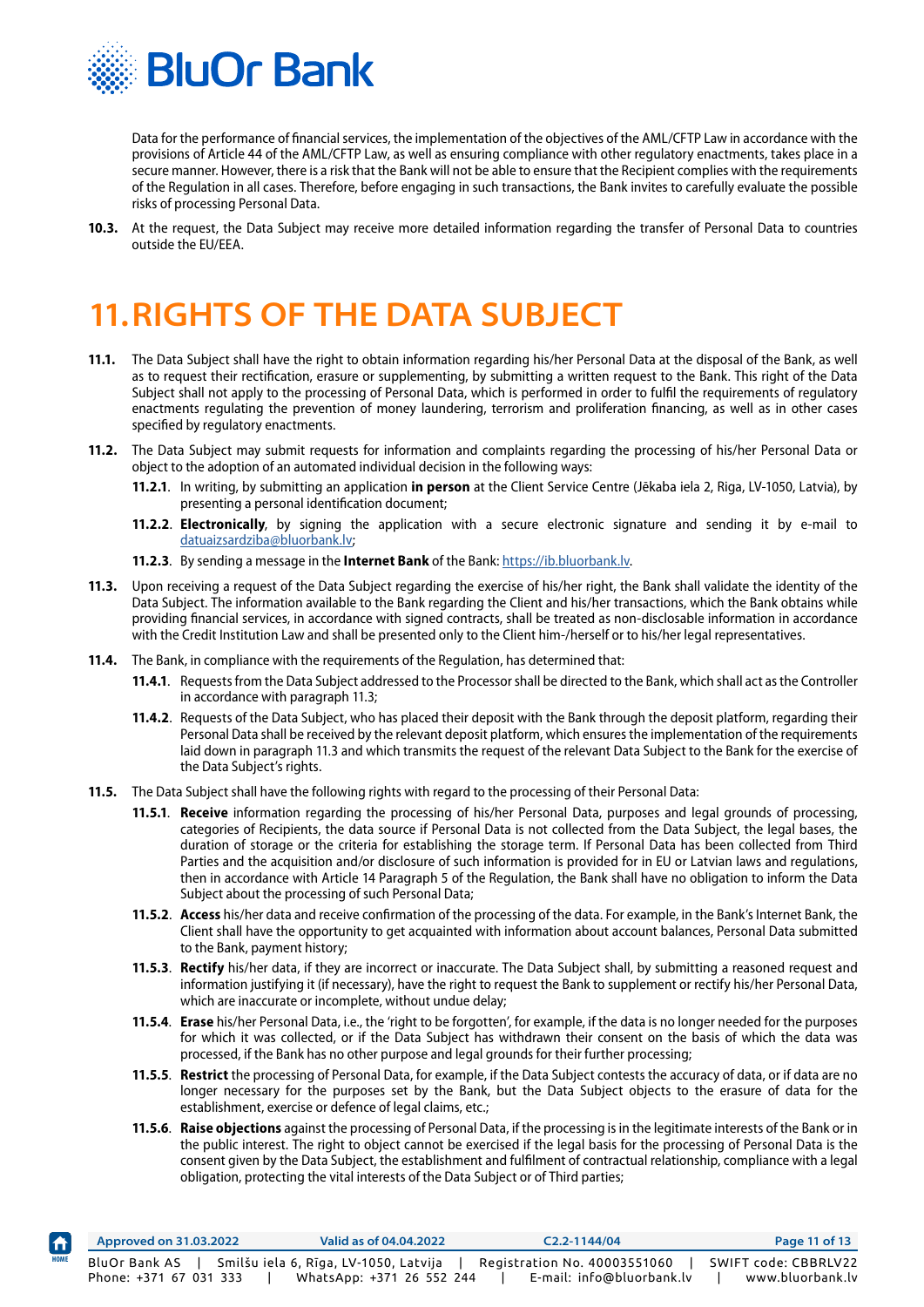Data for the performance of financial services, the implementation of the objectives of the AML/CFTP Law in accordance with the provisions of Article 44 of the AML/CFTP Law, as well as ensuring compliance with other regulatory enactments, takes place in a secure manner. However, there is a risk that the Bank will not be able to ensure that the Recipient complies with the requirements of the Regulation in all cases. Therefore, before engaging in such transactions, the Bank invites to carefully evaluate the possible risks of processing Personal Data.

**10.3.** At the request, the Data Subject may receive more detailed information regarding the transfer of Personal Data to countries outside the EU/EEA.

# 11. RIGHTS OF THE DATA SUBJECT

**11.1.** The Data Subject shall have the right to obtain information regarding his/her Personal Data at the disposal of the Bank, as well as to request their rectification, erasure or supplementing, by submitting a written request to the Bank. This right of the Data Subject shall not apply to the processing of Personal Data, which is performed in order to fulfil the requirements of regulatory enactments regulating the prevention of money laundering, terrorism and proliferation financing, as well as in other cases specified by regulatory enactments.

**11.2.** The Data Subject may submit requests for information and complaints regarding the processing of his/her Personal Data or object to the adoption of an automated individual decision in the following ways:

**11.2.1**. In writing, by submitting an application **in person** at the Client Service Centre (Jēkaba iela 2, Riga, LV-1050, Latvia), by presenting a personal identification document;

**11.2.2**. **Electronically**, by signing the application with a secure electronic signature and sending it by e-mail to datuaizsardziba@bluorbank.lv;

**11.2.3**. By sending a message in the **Internet Bank** of the Bank: https://ib.bluorbank.lv.

**11.3.** Upon receiving a request of the Data Subject regarding the exercise of his/her right, the Bank shall validate the identity of the Data Subject. The information available to the Bank regarding the Client and his/her transactions, which the Bank obtains while providing financial services, in accordance with signed contracts, shall be treated as non-disclosable information in accordance with the Credit Institution Law and shall be presented only to the Client him-/herself or to his/her legal representatives.

**11.4.** The Bank, in compliance with the requirements of the Regulation, has determined that:

**11.4.1**. Requests from the Data Subject addressed to the Processor shall be directed to the Bank, which shall act as the Controller in accordance with paragraph 11.3;

**11.4.2**. Requests of the Data Subject, who has placed their deposit with the Bank through the deposit platform, regarding their Personal Data shall be received by the relevant deposit platform, which ensures the implementation of the requirements laid down in paragraph 11.3 and which transmits the request of the relevant Data Subject to the Bank for the exercise of the Data Subject's rights.

**11.5.** The Data Subject shall have the following rights with regard to the processing of their Personal Data:

**11.5.1**. **Receive** information regarding the processing of his/her Personal Data, purposes and legal grounds of processing, categories of Recipients, the data source if Personal Data is not collected from the Data Subject, the legal bases, the duration of storage or the criteria for establishing the storage term. If Personal Data has been collected from Third Parties and the acquisition and/or disclosure of such information is provided for in EU or Latvian laws and regulations, then in accordance with Article 14 Paragraph 5 of the Regulation, the Bank shall have no obligation to inform the Data Subject about the processing of such Personal Data;

**11.5.2**. **Access** his/her data and receive confirmation of the processing of the data. For example, in the Bank's Internet Bank, the Client shall have the opportunity to get acquainted with information about account balances, Personal Data submitted to the Bank, payment history;

**11.5.3**. **Rectify** his/her data, if they are incorrect or inaccurate. The Data Subject shall, by submitting a reasoned request and information justifying it (if necessary), have the right to request the Bank to supplement or rectify his/her Personal Data, which are inaccurate or incomplete, without undue delay;

**11.5.4**. **Erase** his/her Personal Data, i.e., the 'right to be forgotten', for example, if the data is no longer needed for the purposes for which it was collected, or if the Data Subject has withdrawn their consent on the basis of which the data was processed, if the Bank has no other purpose and legal grounds for their further processing;

**11.5.5**. **Restrict** the processing of Personal Data, for example, if the Data Subject contests the accuracy of data, or if data are no longer necessary for the purposes set by the Bank, but the Data Subject objects to the erasure of data for the establishment, exercise or defence of legal claims, etc.;

**11.5.6**. **Raise objections** against the processing of Personal Data, if the processing is in the legitimate interests of the Bank or in the public interest. The right to object cannot be exercised if the legal basis for the processing of Personal Data is the consent given by the Data Subject, the establishment and fulfilment of contractual relationship, compliance with a legal obligation, protecting the vital interests of the Data Subject or of Third parties;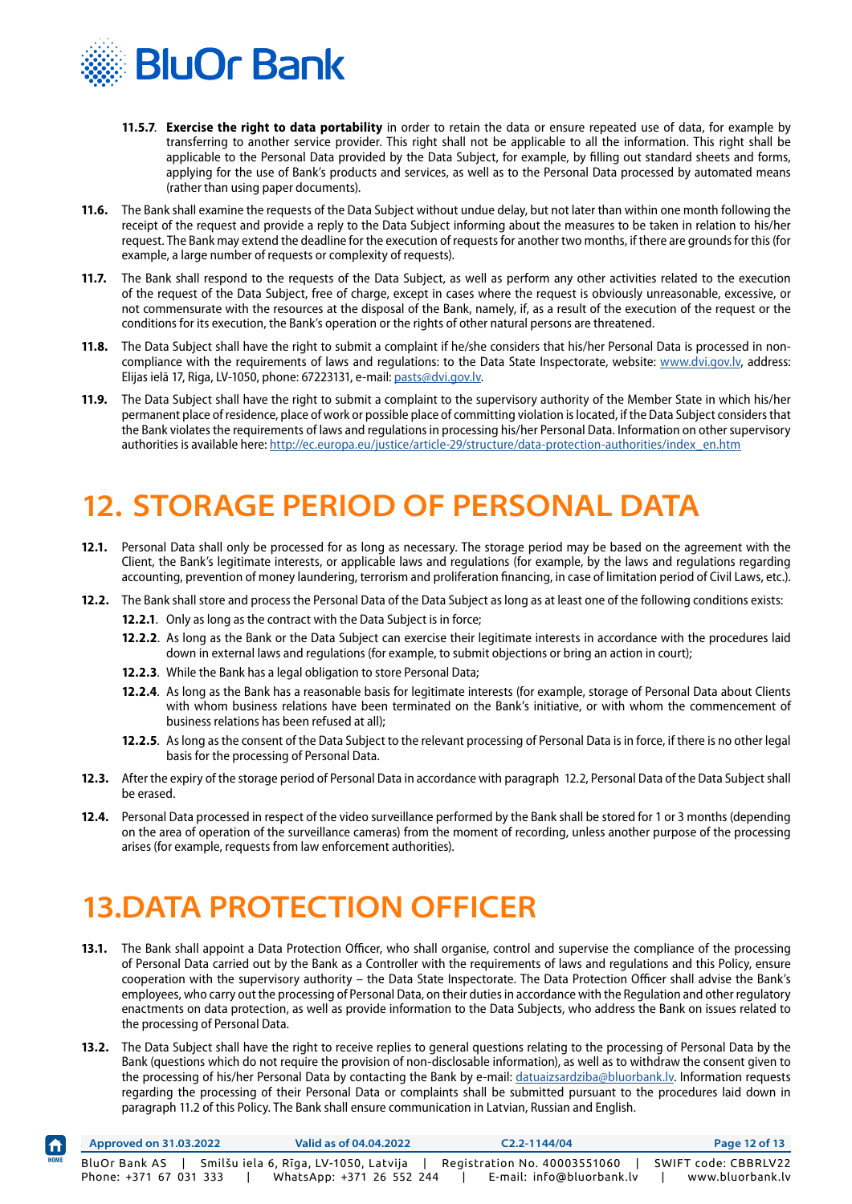**11.5.7.** **Exercise the right to data portability** in order to retain the data or ensure repeated use of data, for example by transferring to another service provider. This right shall not be applicable to all the information. This right shall be applicable to the Personal Data provided by the Data Subject, for example, by filling out standard sheets and forms, applying for the use of Bank's products and services, as well as to the Personal Data processed by automated means (rather than using paper documents).

**11.6.** The Bank shall examine the requests of the Data Subject without undue delay, but not later than within one month following the receipt of the request and provide a reply to the Data Subject informing about the measures to be taken in relation to his/her request. The Bank may extend the deadline for the execution of requests for another two months, if there are grounds for this (for example, a large number of requests or complexity of requests).

**11.7.** The Bank shall respond to the requests of the Data Subject, as well as perform any other activities related to the execution of the request of the Data Subject, free of charge, except in cases where the request is obviously unreasonable, excessive, or not commensurate with the resources at the disposal of the Bank, namely, if, as a result of the execution of the request or the conditions for its execution, the Bank's operation or the rights of other natural persons are threatened.

**11.8.** The Data Subject shall have the right to submit a complaint if he/she considers that his/her Personal Data is processed in non-compliance with the requirements of laws and regulations: to the Data State Inspectorate, website: www.dvi.gov.lv, address: Elijas ielā 17, Riga, LV-1050, phone: 67223131, e-mail: pasts@dvi.gov.lv.

**11.9.** The Data Subject shall have the right to submit a complaint to the supervisory authority of the Member State in which his/her permanent place of residence, place of work or possible place of committing violation is located, if the Data Subject considers that the Bank violates the requirements of laws and regulations in processing his/her Personal Data. Information on other supervisory authorities is available here: http://ec.europa.eu/justice/article-29/structure/data-protection-authorities/index_en.htm

# 12. STORAGE PERIOD OF PERSONAL DATA

**12.1.** Personal Data shall only be processed for as long as necessary. The storage period may be based on the agreement with the Client, the Bank's legitimate interests, or applicable laws and regulations (for example, by the laws and regulations regarding accounting, prevention of money laundering, terrorism and proliferation financing, in case of limitation period of Civil Laws, etc.).

**12.2.** The Bank shall store and process the Personal Data of the Data Subject as long as at least one of the following conditions exists:

**12.2.1.** Only as long as the contract with the Data Subject is in force;

**12.2.2.** As long as the Bank or the Data Subject can exercise their legitimate interests in accordance with the procedures laid down in external laws and regulations (for example, to submit objections or bring an action in court);

**12.2.3.** While the Bank has a legal obligation to store Personal Data;

**12.2.4.** As long as the Bank has a reasonable basis for legitimate interests (for example, storage of Personal Data about Clients with whom business relations have been terminated on the Bank's initiative, or with whom the commencement of business relations has been refused at all);

**12.2.5.** As long as the consent of the Data Subject to the relevant processing of Personal Data is in force, if there is no other legal basis for the processing of Personal Data.

**12.3.** After the expiry of the storage period of Personal Data in accordance with paragraph 12.2, Personal Data of the Data Subject shall be erased.

**12.4.** Personal Data processed in respect of the video surveillance performed by the Bank shall be stored for 1 or 3 months (depending on the area of operation of the surveillance cameras) from the moment of recording, unless another purpose of the processing arises (for example, requests from law enforcement authorities).

# 13.DATA PROTECTION OFFICER

**13.1.** The Bank shall appoint a Data Protection Officer, who shall organise, control and supervise the compliance of the processing of Personal Data carried out by the Bank as a Controller with the requirements of laws and regulations and this Policy, ensure cooperation with the supervisory authority – the Data State Inspectorate. The Data Protection Officer shall advise the Bank's employees, who carry out the processing of Personal Data, on their duties in accordance with the Regulation and other regulatory enactments on data protection, as well as provide information to the Data Subjects, who address the Bank on issues related to the processing of Personal Data.

**13.2.** The Data Subject shall have the right to receive replies to general questions relating to the processing of Personal Data by the Bank (questions which do not require the provision of non-disclosable information), as well as to withdraw the consent given to the processing of his/her Personal Data by contacting the Bank by e-mail: datuaizsardziba@bluorbank.lv. Information requests regarding the processing of their Personal Data or complaints shall be submitted pursuant to the procedures laid down in paragraph 11.2 of this Policy. The Bank shall ensure communication in Latvian, Russian and English.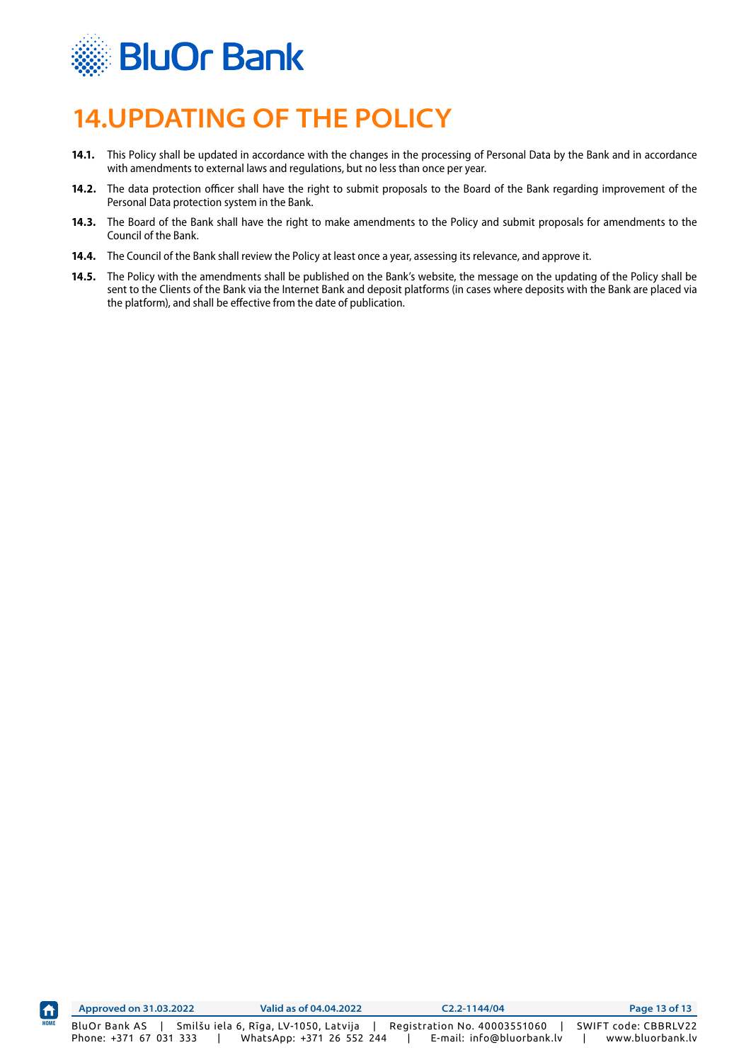# 14. UPDATING OF THE POLICY

**14.1.** This Policy shall be updated in accordance with the changes in the processing of Personal Data by the Bank and in accordance with amendments to external laws and regulations, but no less than once per year.

**14.2.** The data protection officer shall have the right to submit proposals to the Board of the Bank regarding improvement of the Personal Data protection system in the Bank.

**14.3.** The Board of the Bank shall have the right to make amendments to the Policy and submit proposals for amendments to the Council of the Bank.

**14.4.** The Council of the Bank shall review the Policy at least once a year, assessing its relevance, and approve it.

**14.5.** The Policy with the amendments shall be published on the Bank's website, the message on the updating of the Policy shall be sent to the Clients of the Bank via the Internet Bank and deposit platforms (in cases where deposits with the Bank are placed via the platform), and shall be effective from the date of publication.